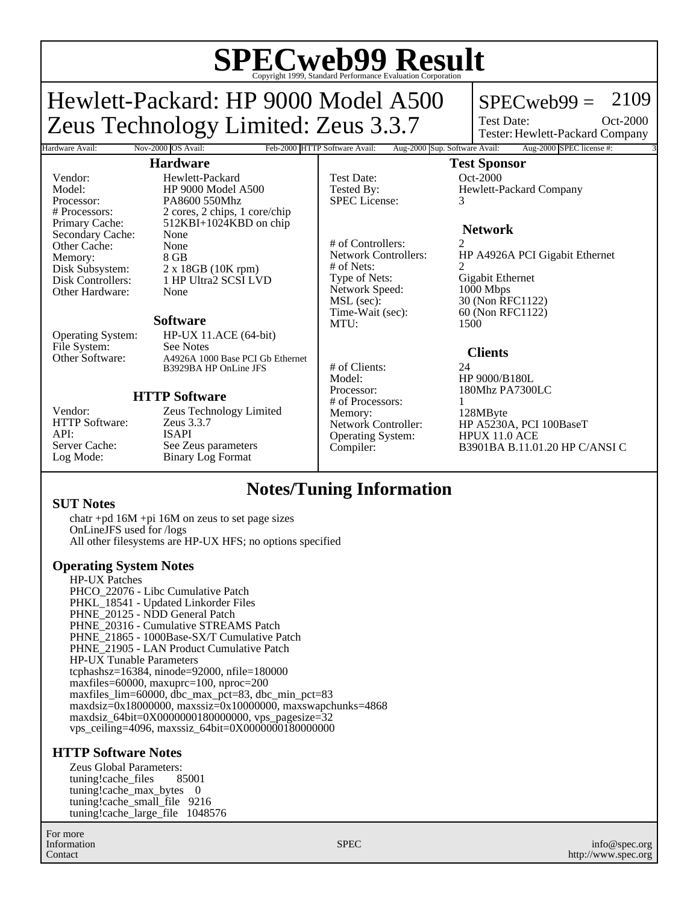# SPECweb99 Result

Copyright 1999, Standard Performance Evaluation Corporation

## Hewlett-Packard: HP 9000 Model A500
## Zeus Technology Limited: Zeus 3.3.7

SPECweb99 = 2109

Test Date: Oct-2000

Tester: Hewlett-Packard Company

| Hardware Avail: | Nov-2000 | OS Avail: | Feb-2000 | HTTP Software Avail: | Aug-2000 | Sup. Software Avail: | Aug-2000 | SPEC license #: | 3 |
|---|---|---|---|---|---|---|---|---|---|

### Hardware

| | |
|---|---|
| Vendor: | Hewlett-Packard |
| Model: | HP 9000 Model A500 |
| Processor: | PA8600 550Mhz |
| # Processors: | 2 cores, 2 chips, 1 core/chip |
| Primary Cache: | 512KBI+1024KBD on chip |
| Secondary Cache: | None |
| Other Cache: | None |
| Memory: | 8 GB |
| Disk Subsystem: | 2 x 18GB (10K rpm) |
| Disk Controllers: | 1 HP Ultra2 SCSI LVD |
| Other Hardware: | None |

### Software

| | |
|---|---|
| Operating System: | HP-UX 11.ACE (64-bit) |
| File System: | See Notes |
| Other Software: | A4926A 1000 Base PCI Gb Ethernet<br>B3929BA HP OnLine JFS |

### HTTP Software

| | |
|---|---|
| Vendor: | Zeus Technology Limited |
| HTTP Software: | Zeus 3.3.7 |
| API: | ISAPI |
| Server Cache: | See Zeus parameters |
| Log Mode: | Binary Log Format |

### Test Sponsor

| | |
|---|---|
| Test Date: | Oct-2000 |
| Tested By: | Hewlett-Packard Company |
| SPEC License: | 3 |

### Network

| | |
|---|---|
| # of Controllers: | 2 |
| Network Controllers: | HP A4926A PCI Gigabit Ethernet |
| # of Nets: | 2 |
| Type of Nets: | Gigabit Ethernet |
| Network Speed: | 1000 Mbps |
| MSL (sec): | 30 (Non RFC1122) |
| Time-Wait (sec): | 60 (Non RFC1122) |
| MTU: | 1500 |

### Clients

| | |
|---|---|
| # of Clients: | 24 |
| Model: | HP 9000/B180L |
| Processor: | 180Mhz PA7300LC |
| # of Processors: | 1 |
| Memory: | 128MByte |
| Network Controller: | HP A5230A, PCI 100BaseT |
| Operating System: | HPUX 11.0 ACE |
| Compiler: | B3901BA B.11.01.20 HP C/ANSI C |

## Notes/Tuning Information

### SUT Notes

chatr +pd 16M +pi 16M on zeus to set page sizes
OnLineJFS used for /logs
All other filesystems are HP-UX HFS; no options specified

### Operating System Notes

HP-UX Patches
PHCO_22076 - Libc Cumulative Patch
PHKL_18541 - Updated Linkorder Files
PHNE_20125 - NDD General Patch
PHNE_20316 - Cumulative STREAMS Patch
PHNE_21865 - 1000Base-SX/T Cumulative Patch
PHNE_21905 - LAN Product Cumulative Patch
HP-UX Tunable Parameters
tcphashsz=16384, ninode=92000, nfile=180000
maxfiles=60000, maxuprc=100, nproc=200
maxfiles_lim=60000, dbc_max_pct=83, dbc_min_pct=83
maxdsiz=0x18000000, maxssiz=0x10000000, maxswapchunks=4868
maxdsiz_64bit=0X0000000180000000, vps_pagesize=32
vps_ceiling=4096, maxssiz_64bit=0X0000000180000000

### HTTP Software Notes

Zeus Global Parameters:
tuning!cache_files 85001
tuning!cache_max_bytes 0
tuning!cache_small_file 9216
tuning!cache_large_file 1048576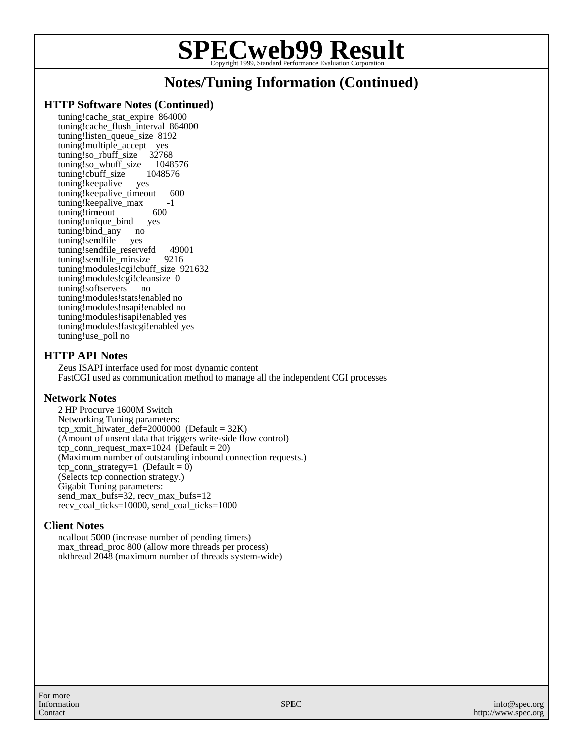# SPECweb99 Result

Copyright 1999, Standard Performance Evaluation Corporation

## Notes/Tuning Information (Continued)

### HTTP Software Notes (Continued)

tuning!cache_stat_expire 864000
tuning!cache_flush_interval 864000
tuning!listen_queue_size 8192
tuning!multiple_accept yes
tuning!so_rbuff_size 32768
tuning!so_wbuff_size 1048576
tuning!cbuff_size 1048576
tuning!keepalive yes
tuning!keepalive_timeout 600
tuning!keepalive_max -1
tuning!timeout 600
tuning!unique_bind yes
tuning!bind_any no
tuning!sendfile yes
tuning!sendfile_reservefd 49001
tuning!sendfile_minsize 9216
tuning!modules!cgi!cbuff_size 921632
tuning!modules!cgi!cleansize 0
tuning!softservers no
tuning!modules!stats!enabled no
tuning!modules!nsapi!enabled no
tuning!modules!isapi!enabled yes
tuning!modules!fastcgi!enabled yes
tuning!use_poll no

### HTTP API Notes

Zeus ISAPI interface used for most dynamic content
FastCGI used as communication method to manage all the independent CGI processes

### Network Notes

2 HP Procurve 1600M Switch
Networking Tuning parameters:
tcp_xmit_hiwater_def=2000000 (Default = 32K)
(Amount of unsent data that triggers write-side flow control)
tcp_conn_request_max=1024 (Default = 20)
(Maximum number of outstanding inbound connection requests.)
tcp_conn_strategy=1 (Default = 0)
(Selects tcp connection strategy.)
Gigabit Tuning parameters:
send_max_bufs=32, recv_max_bufs=12
recv_coal_ticks=10000, send_coal_ticks=1000

### Client Notes

ncallout 5000 (increase number of pending timers)
max_thread_proc 800 (allow more threads per process)
nkthread 2048 (maximum number of threads system-wide)

For more Information Contact | SPEC | info@spec.org http://www.spec.org